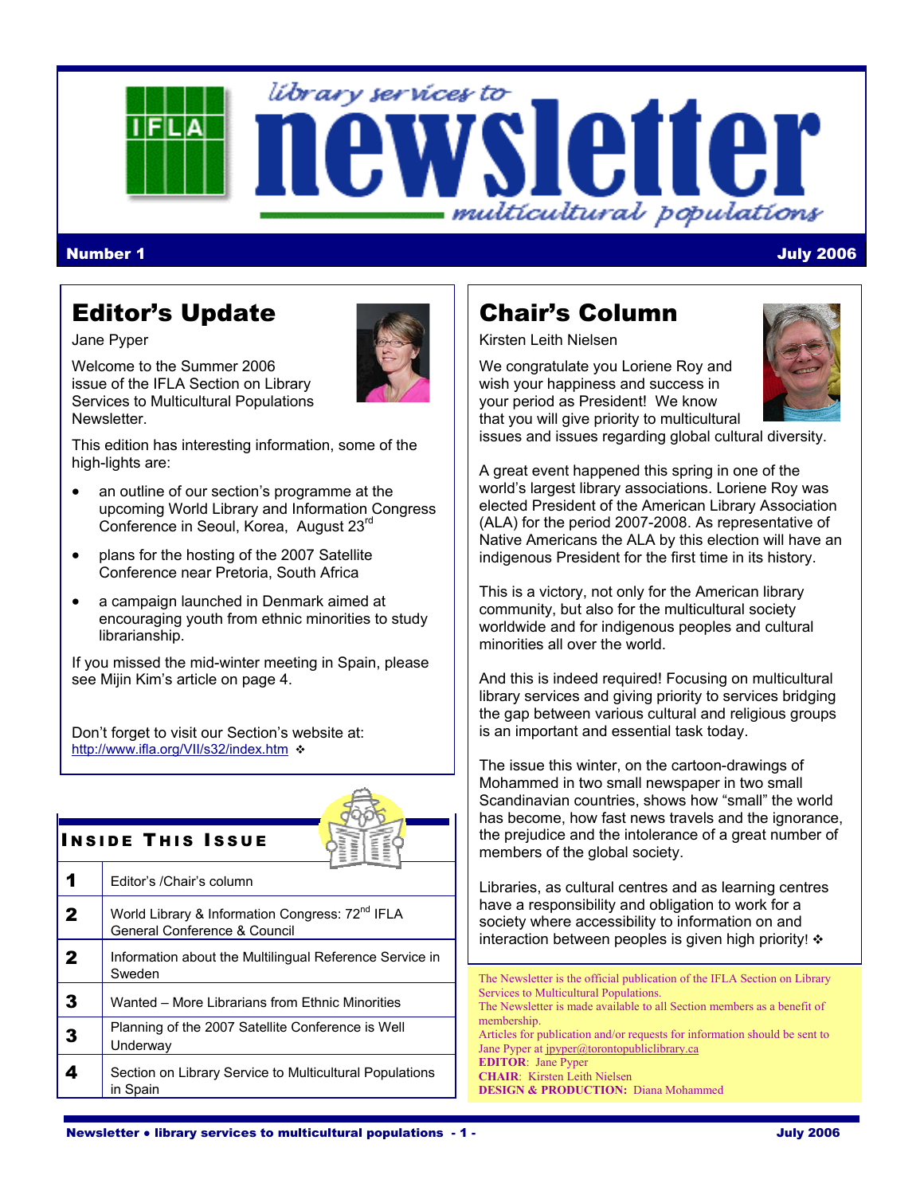# library services to newsletter multicultural populations

**Number 1** **July 2006**

## Editor's Update

Jane Pyper

Welcome to the Summer 2006 issue of the IFLA Section on Library Services to Multicultural Populations Newsletter.

This edition has interesting information, some of the high-lights are:

- an outline of our section's programme at the upcoming World Library and Information Congress Conference in Seoul, Korea, August 23rd
- plans for the hosting of the 2007 Satellite Conference near Pretoria, South Africa
- a campaign launched in Denmark aimed at encouraging youth from ethnic minorities to study librarianship.

If you missed the mid-winter meeting in Spain, please see Mijin Kim's article on page 4.

Don't forget to visit our Section's website at: http://www.ifla.org/VII/s32/index.htm ❖

## Inside This Issue

| | |
|---|---|
| 1 | Editor's /Chair's column |
| 2 | World Library & Information Congress: 72nd IFLA General Conference & Council |
| 2 | Information about the Multilingual Reference Service in Sweden |
| 3 | Wanted – More Librarians from Ethnic Minorities |
| 3 | Planning of the 2007 Satellite Conference is Well Underway |
| 4 | Section on Library Service to Multicultural Populations in Spain |

## Chair's Column

Kirsten Leith Nielsen

We congratulate you Loriene Roy and wish your happiness and success in your period as President! We know that you will give priority to multicultural issues and issues regarding global cultural diversity.

A great event happened this spring in one of the world's largest library associations. Loriene Roy was elected President of the American Library Association (ALA) for the period 2007-2008. As representative of Native Americans the ALA by this election will have an indigenous President for the first time in its history.

This is a victory, not only for the American library community, but also for the multicultural society worldwide and for indigenous peoples and cultural minorities all over the world.

And this is indeed required! Focusing on multicultural library services and giving priority to services bridging the gap between various cultural and religious groups is an important and essential task today.

The issue this winter, on the cartoon-drawings of Mohammed in two small newspaper in two small Scandinavian countries, shows how "small" the world has become, how fast news travels and the ignorance, the prejudice and the intolerance of a great number of members of the global society.

Libraries, as cultural centres and as learning centres have a responsibility and obligation to work for a society where accessibility to information on and interaction between peoples is given high priority! ❖

The Newsletter is the official publication of the IFLA Section on Library Services to Multicultural Populations.
The Newsletter is made available to all Section members as a benefit of membership.
Articles for publication and/or requests for information should be sent to Jane Pyper at jpyper@torontopubliclibrary.ca
**EDITOR**: Jane Pyper
**CHAIR**: Kirsten Leith Nielsen
**DESIGN & PRODUCTION:** Diana Mohammed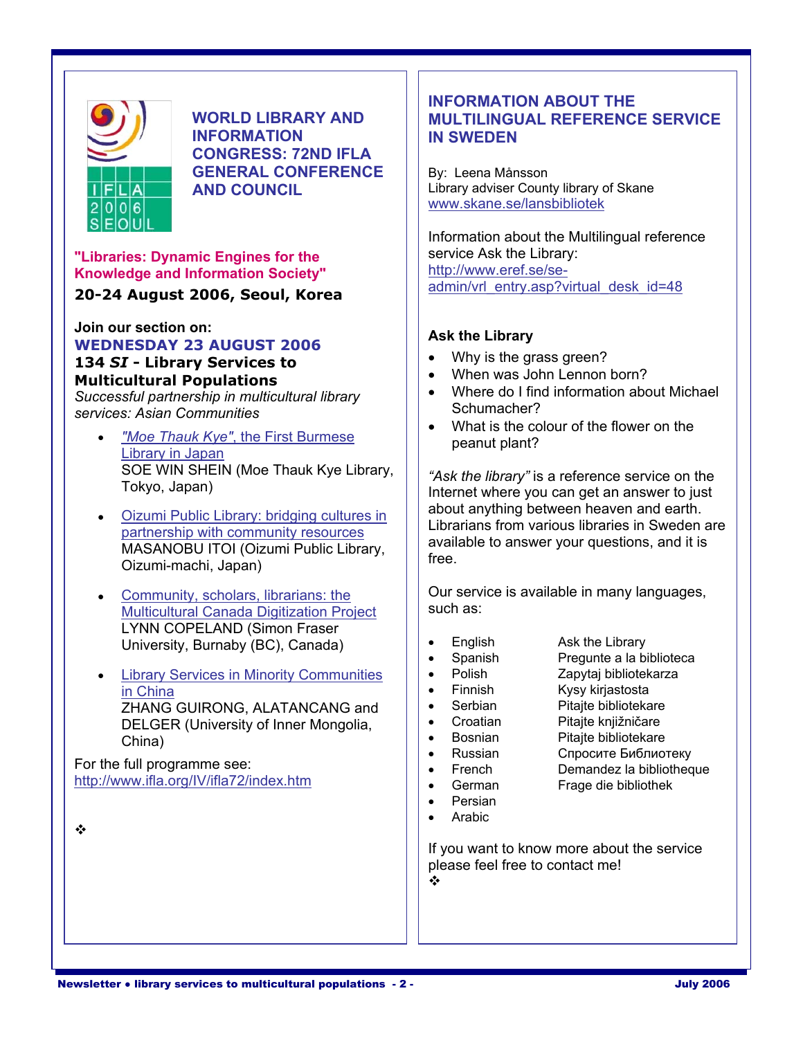## WORLD LIBRARY AND INFORMATION CONGRESS: 72ND IFLA GENERAL CONFERENCE AND COUNCIL

**"Libraries: Dynamic Engines for the Knowledge and Information Society"**

**20-24 August 2006, Seoul, Korea**

**Join our section on:**

**WEDNESDAY 23 AUGUST 2006**

**134 *SI* - Library Services to Multicultural Populations**

*Successful partnership in multicultural library services: Asian Communities*

- *"Moe Thauk Kye"*, the First Burmese Library in Japan
  SOE WIN SHEIN (Moe Thauk Kye Library, Tokyo, Japan)
- Oizumi Public Library: bridging cultures in partnership with community resources
  MASANOBU ITOI (Oizumi Public Library, Oizumi-machi, Japan)
- Community, scholars, librarians: the Multicultural Canada Digitization Project
  LYNN COPELAND (Simon Fraser University, Burnaby (BC), Canada)
- Library Services in Minority Communities in China
  ZHANG GUIRONG, ALATANCANG and DELGER (University of Inner Mongolia, China)

For the full programme see:
http://www.ifla.org/IV/ifla72/index.htm

❖

## INFORMATION ABOUT THE MULTILINGUAL REFERENCE SERVICE IN SWEDEN

By: Leena Månsson
Library adviser County library of Skane
www.skane.se/lansbibliotek

Information about the Multilingual reference service Ask the Library:
http://www.eref.se/se-admin/vrl_entry.asp?virtual_desk_id=48

### Ask the Library

- Why is the grass green?
- When was John Lennon born?
- Where do I find information about Michael Schumacher?
- What is the colour of the flower on the peanut plant?

*"Ask the library"* is a reference service on the Internet where you can get an answer to just about anything between heaven and earth. Librarians from various libraries in Sweden are available to answer your questions, and it is free.

Our service is available in many languages, such as:

| Language | |
|---|---|
| English | Ask the Library |
| Spanish | Pregunte a la biblioteca |
| Polish | Zapytaj bibliotekarza |
| Finnish | Kysy kirjastosta |
| Serbian | Pitajte bibliotekare |
| Croatian | Pitajte knjižničare |
| Bosnian | Pitajte bibliotekare |
| Russian | Спросите Библиотеку |
| French | Demandez la bibliotheque |
| German | Frage die bibliothek |
| Persian | |
| Arabic | |

If you want to know more about the service please feel free to contact me!

❖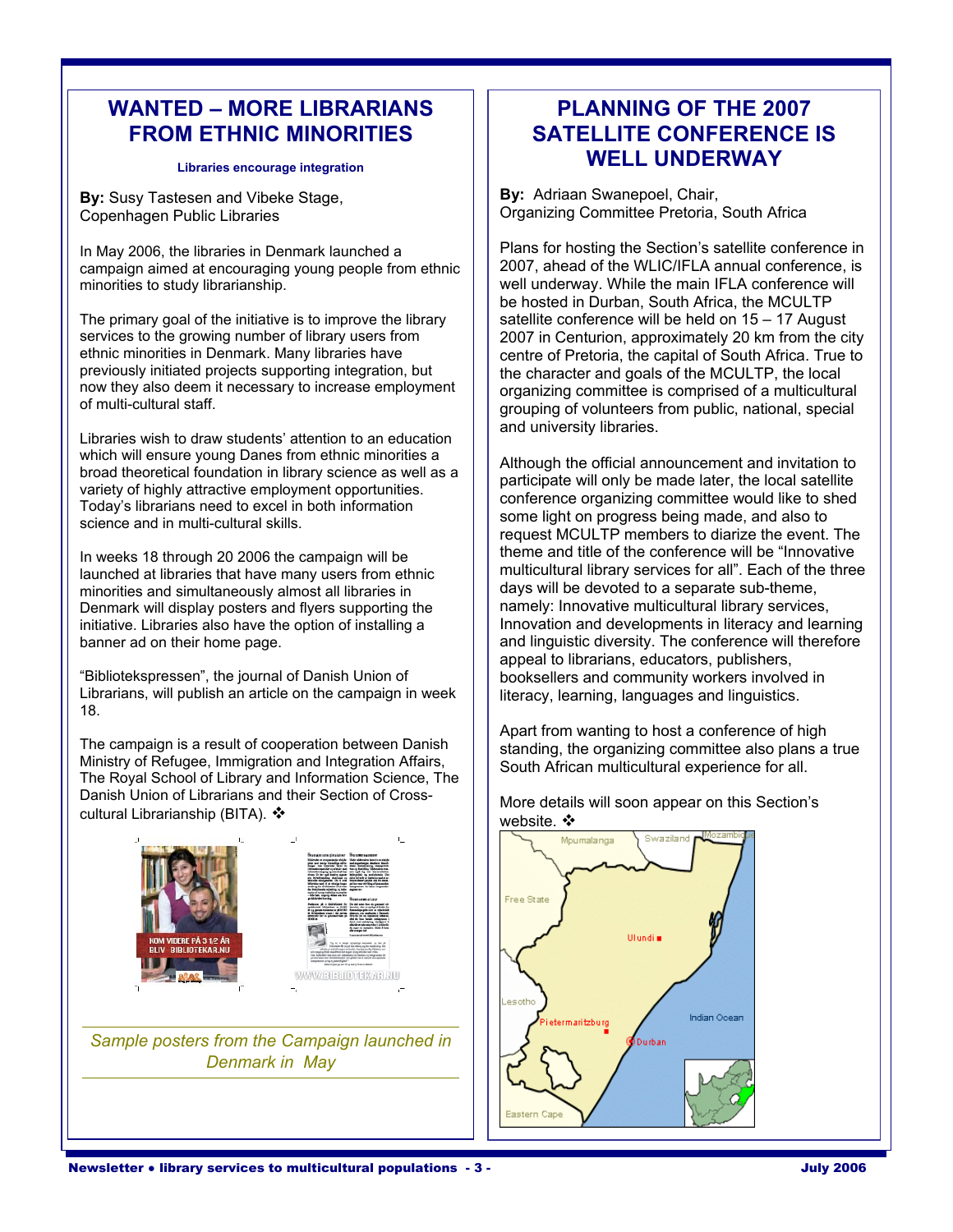# WANTED – MORE LIBRARIANS FROM ETHNIC MINORITIES

**Libraries encourage integration**

**By:** Susy Tastesen and Vibeke Stage, Copenhagen Public Libraries

In May 2006, the libraries in Denmark launched a campaign aimed at encouraging young people from ethnic minorities to study librarianship.

The primary goal of the initiative is to improve the library services to the growing number of library users from ethnic minorities in Denmark. Many libraries have previously initiated projects supporting integration, but now they also deem it necessary to increase employment of multi-cultural staff.

Libraries wish to draw students' attention to an education which will ensure young Danes from ethnic minorities a broad theoretical foundation in library science as well as a variety of highly attractive employment opportunities. Today's librarians need to excel in both information science and in multi-cultural skills.

In weeks 18 through 20 2006 the campaign will be launched at libraries that have many users from ethnic minorities and simultaneously almost all libraries in Denmark will display posters and flyers supporting the initiative. Libraries also have the option of installing a banner ad on their home page.

"Bibliotekspressen", the journal of Danish Union of Librarians, will publish an article on the campaign in week 18.

The campaign is a result of cooperation between Danish Ministry of Refugee, Immigration and Integration Affairs, The Royal School of Library and Information Science, The Danish Union of Librarians and their Section of Cross-cultural Librarianship (BITA). ❖

*Sample posters from the Campaign launched in Denmark in May*

# PLANNING OF THE 2007 SATELLITE CONFERENCE IS WELL UNDERWAY

**By:** Adriaan Swanepoel, Chair, Organizing Committee Pretoria, South Africa

Plans for hosting the Section's satellite conference in 2007, ahead of the WLIC/IFLA annual conference, is well underway. While the main IFLA conference will be hosted in Durban, South Africa, the MCULTP satellite conference will be held on 15 – 17 August 2007 in Centurion, approximately 20 km from the city centre of Pretoria, the capital of South Africa. True to the character and goals of the MCULTP, the local organizing committee is comprised of a multicultural grouping of volunteers from public, national, special and university libraries.

Although the official announcement and invitation to participate will only be made later, the local satellite conference organizing committee would like to shed some light on progress being made, and also to request MCULTP members to diarize the event. The theme and title of the conference will be "Innovative multicultural library services for all". Each of the three days will be devoted to a separate sub-theme, namely: Innovative multicultural library services, Innovation and developments in literacy and learning and linguistic diversity. The conference will therefore appeal to librarians, educators, publishers, booksellers and community workers involved in literacy, learning, languages and linguistics.

Apart from wanting to host a conference of high standing, the organizing committee also plans a true South African multicultural experience for all.

More details will soon appear on this Section's website. ❖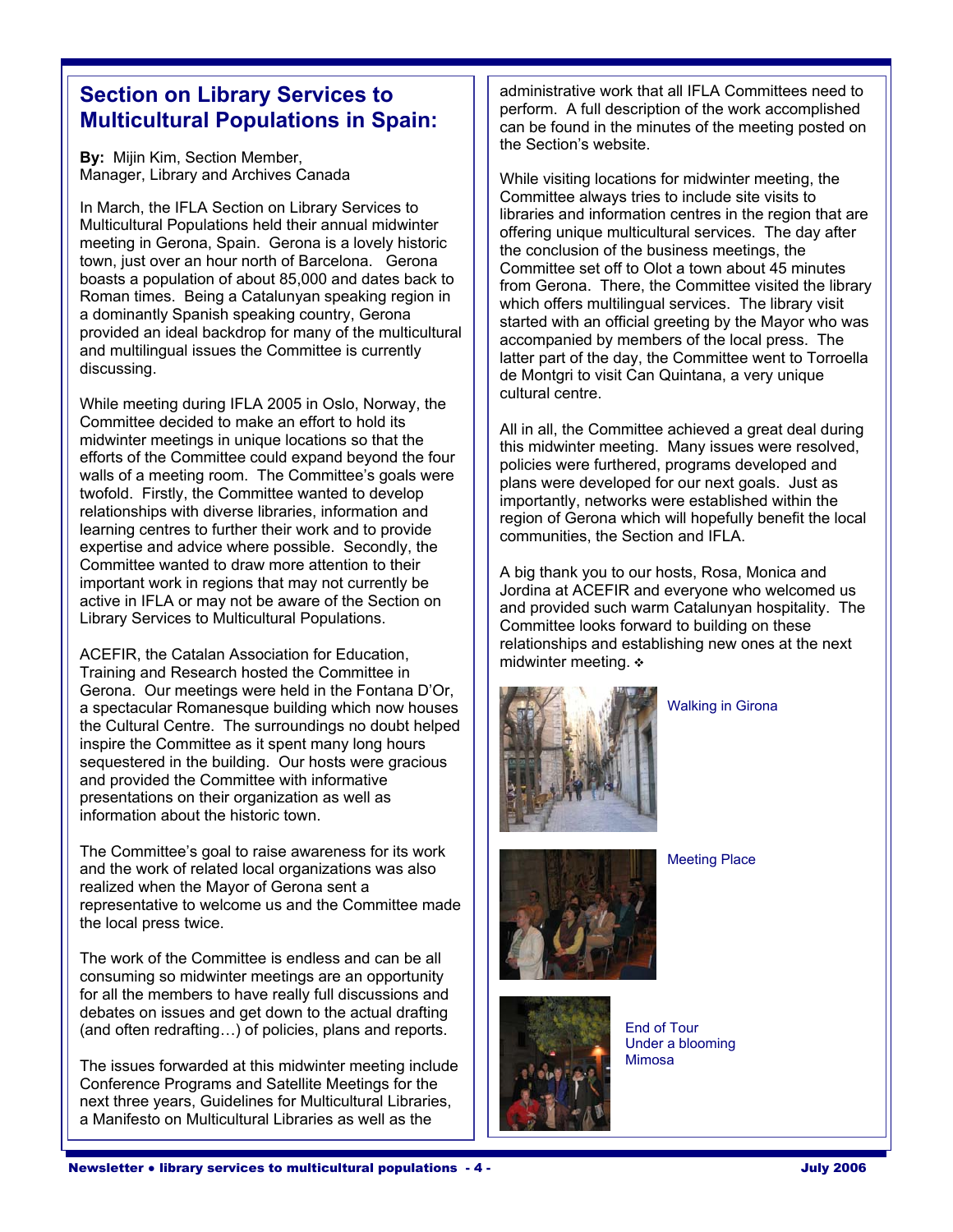## Section on Library Services to Multicultural Populations in Spain:

**By:** Mijin Kim, Section Member, Manager, Library and Archives Canada

In March, the IFLA Section on Library Services to Multicultural Populations held their annual midwinter meeting in Gerona, Spain. Gerona is a lovely historic town, just over an hour north of Barcelona. Gerona boasts a population of about 85,000 and dates back to Roman times. Being a Catalunyan speaking region in a dominantly Spanish speaking country, Gerona provided an ideal backdrop for many of the multicultural and multilingual issues the Committee is currently discussing.

While meeting during IFLA 2005 in Oslo, Norway, the Committee decided to make an effort to hold its midwinter meetings in unique locations so that the efforts of the Committee could expand beyond the four walls of a meeting room. The Committee's goals were twofold. Firstly, the Committee wanted to develop relationships with diverse libraries, information and learning centres to further their work and to provide expertise and advice where possible. Secondly, the Committee wanted to draw more attention to their important work in regions that may not currently be active in IFLA or may not be aware of the Section on Library Services to Multicultural Populations.

ACEFIR, the Catalan Association for Education, Training and Research hosted the Committee in Gerona. Our meetings were held in the Fontana D'Or, a spectacular Romanesque building which now houses the Cultural Centre. The surroundings no doubt helped inspire the Committee as it spent many long hours sequestered in the building. Our hosts were gracious and provided the Committee with informative presentations on their organization as well as information about the historic town.

The Committee's goal to raise awareness for its work and the work of related local organizations was also realized when the Mayor of Gerona sent a representative to welcome us and the Committee made the local press twice.

The work of the Committee is endless and can be all consuming so midwinter meetings are an opportunity for all the members to have really full discussions and debates on issues and get down to the actual drafting (and often redrafting…) of policies, plans and reports.

The issues forwarded at this midwinter meeting include Conference Programs and Satellite Meetings for the next three years, Guidelines for Multicultural Libraries, a Manifesto on Multicultural Libraries as well as the administrative work that all IFLA Committees need to perform. A full description of the work accomplished can be found in the minutes of the meeting posted on the Section's website.

While visiting locations for midwinter meeting, the Committee always tries to include site visits to libraries and information centres in the region that are offering unique multicultural services. The day after the conclusion of the business meetings, the Committee set off to Olot a town about 45 minutes from Gerona. There, the Committee visited the library which offers multilingual services. The library visit started with an official greeting by the Mayor who was accompanied by members of the local press. The latter part of the day, the Committee went to Torroella de Montgri to visit Can Quintana, a very unique cultural centre.

All in all, the Committee achieved a great deal during this midwinter meeting. Many issues were resolved, policies were furthered, programs developed and plans were developed for our next goals. Just as importantly, networks were established within the region of Gerona which will hopefully benefit the local communities, the Section and IFLA.

A big thank you to our hosts, Rosa, Monica and Jordina at ACEFIR and everyone who welcomed us and provided such warm Catalunyan hospitality. The Committee looks forward to building on these relationships and establishing new ones at the next midwinter meeting. ❖

Walking in Girona

Meeting Place

End of Tour Under a blooming Mimosa